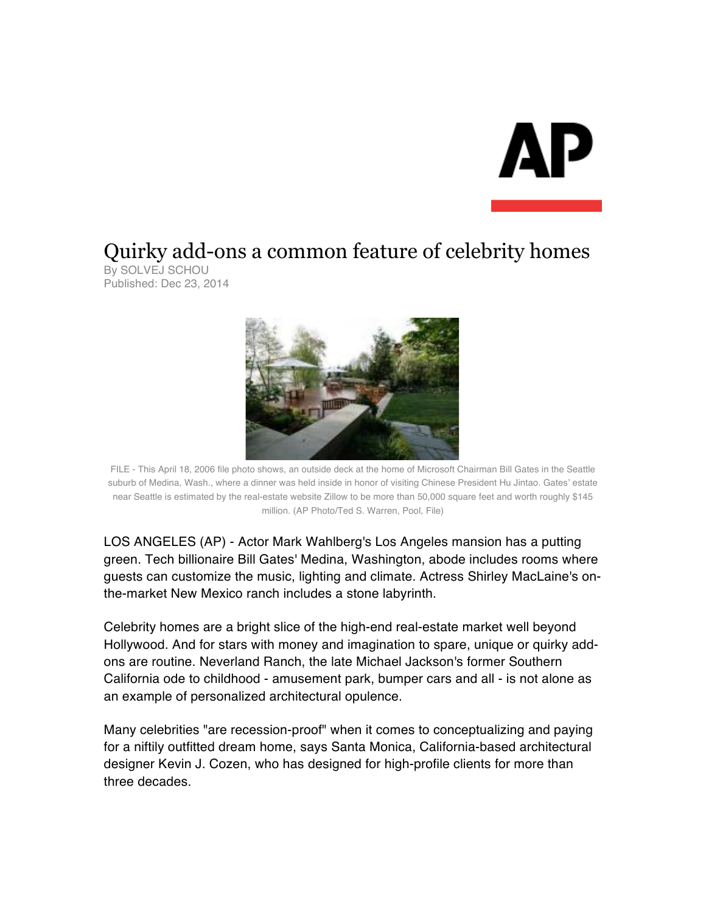# Quirky add-ons a common feature of celebrity homes

By SOLVEJ SCHOU
Published: Dec 23, 2014

FILE - This April 18, 2006 file photo shows, an outside deck at the home of Microsoft Chairman Bill Gates in the Seattle suburb of Medina, Wash., where a dinner was held inside in honor of visiting Chinese President Hu Jintao. Gates' estate near Seattle is estimated by the real-estate website Zillow to be more than 50,000 square feet and worth roughly $145 million. (AP Photo/Ted S. Warren, Pool, File)

LOS ANGELES (AP) - Actor Mark Wahlberg's Los Angeles mansion has a putting green. Tech billionaire Bill Gates' Medina, Washington, abode includes rooms where guests can customize the music, lighting and climate. Actress Shirley MacLaine's on-the-market New Mexico ranch includes a stone labyrinth.

Celebrity homes are a bright slice of the high-end real-estate market well beyond Hollywood. And for stars with money and imagination to spare, unique or quirky add-ons are routine. Neverland Ranch, the late Michael Jackson's former Southern California ode to childhood - amusement park, bumper cars and all - is not alone as an example of personalized architectural opulence.

Many celebrities "are recession-proof" when it comes to conceptualizing and paying for a niftily outfitted dream home, says Santa Monica, California-based architectural designer Kevin J. Cozen, who has designed for high-profile clients for more than three decades.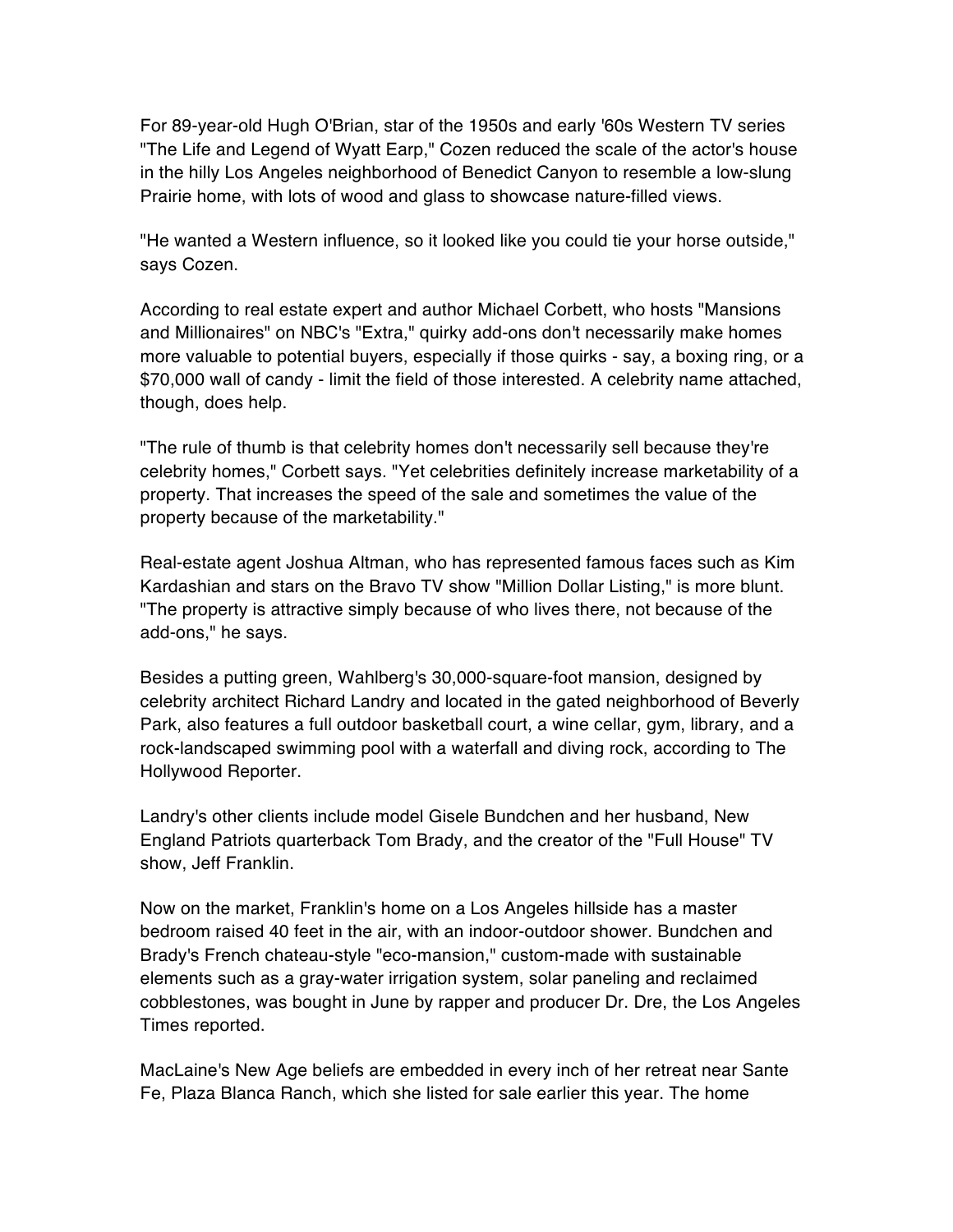For 89-year-old Hugh O'Brian, star of the 1950s and early '60s Western TV series "The Life and Legend of Wyatt Earp," Cozen reduced the scale of the actor's house in the hilly Los Angeles neighborhood of Benedict Canyon to resemble a low-slung Prairie home, with lots of wood and glass to showcase nature-filled views.

"He wanted a Western influence, so it looked like you could tie your horse outside," says Cozen.

According to real estate expert and author Michael Corbett, who hosts "Mansions and Millionaires" on NBC's "Extra," quirky add-ons don't necessarily make homes more valuable to potential buyers, especially if those quirks - say, a boxing ring, or a $70,000 wall of candy - limit the field of those interested. A celebrity name attached, though, does help.

"The rule of thumb is that celebrity homes don't necessarily sell because they're celebrity homes," Corbett says. "Yet celebrities definitely increase marketability of a property. That increases the speed of the sale and sometimes the value of the property because of the marketability."

Real-estate agent Joshua Altman, who has represented famous faces such as Kim Kardashian and stars on the Bravo TV show "Million Dollar Listing," is more blunt. "The property is attractive simply because of who lives there, not because of the add-ons," he says.

Besides a putting green, Wahlberg's 30,000-square-foot mansion, designed by celebrity architect Richard Landry and located in the gated neighborhood of Beverly Park, also features a full outdoor basketball court, a wine cellar, gym, library, and a rock-landscaped swimming pool with a waterfall and diving rock, according to The Hollywood Reporter.

Landry's other clients include model Gisele Bundchen and her husband, New England Patriots quarterback Tom Brady, and the creator of the "Full House" TV show, Jeff Franklin.

Now on the market, Franklin's home on a Los Angeles hillside has a master bedroom raised 40 feet in the air, with an indoor-outdoor shower. Bundchen and Brady's French chateau-style "eco-mansion," custom-made with sustainable elements such as a gray-water irrigation system, solar paneling and reclaimed cobblestones, was bought in June by rapper and producer Dr. Dre, the Los Angeles Times reported.

MacLaine's New Age beliefs are embedded in every inch of her retreat near Sante Fe, Plaza Blanca Ranch, which she listed for sale earlier this year. The home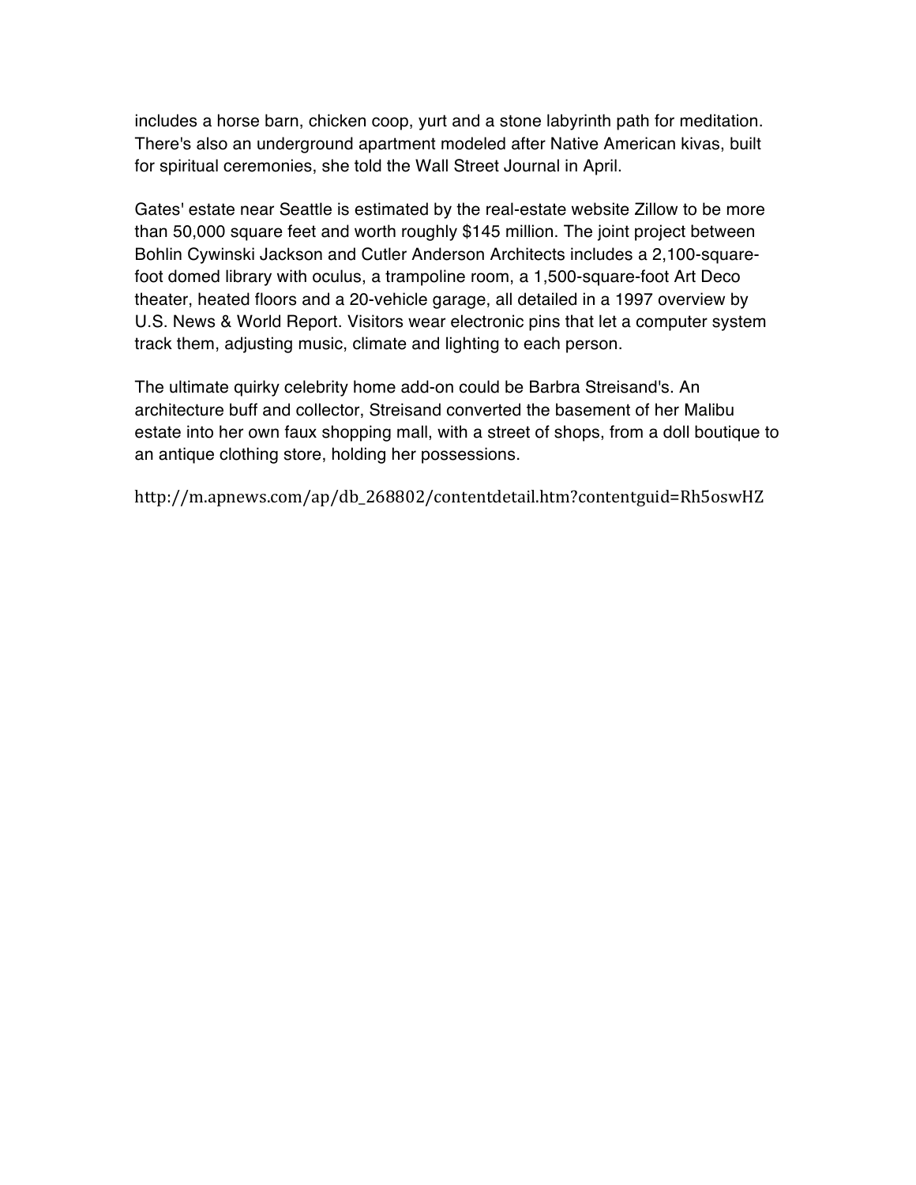includes a horse barn, chicken coop, yurt and a stone labyrinth path for meditation. There's also an underground apartment modeled after Native American kivas, built for spiritual ceremonies, she told the Wall Street Journal in April.

Gates' estate near Seattle is estimated by the real-estate website Zillow to be more than 50,000 square feet and worth roughly $145 million. The joint project between Bohlin Cywinski Jackson and Cutler Anderson Architects includes a 2,100-square-foot domed library with oculus, a trampoline room, a 1,500-square-foot Art Deco theater, heated floors and a 20-vehicle garage, all detailed in a 1997 overview by U.S. News & World Report. Visitors wear electronic pins that let a computer system track them, adjusting music, climate and lighting to each person.

The ultimate quirky celebrity home add-on could be Barbra Streisand's. An architecture buff and collector, Streisand converted the basement of her Malibu estate into her own faux shopping mall, with a street of shops, from a doll boutique to an antique clothing store, holding her possessions.

http://m.apnews.com/ap/db_268802/contentdetail.htm?contentguid=Rh5oswHZ